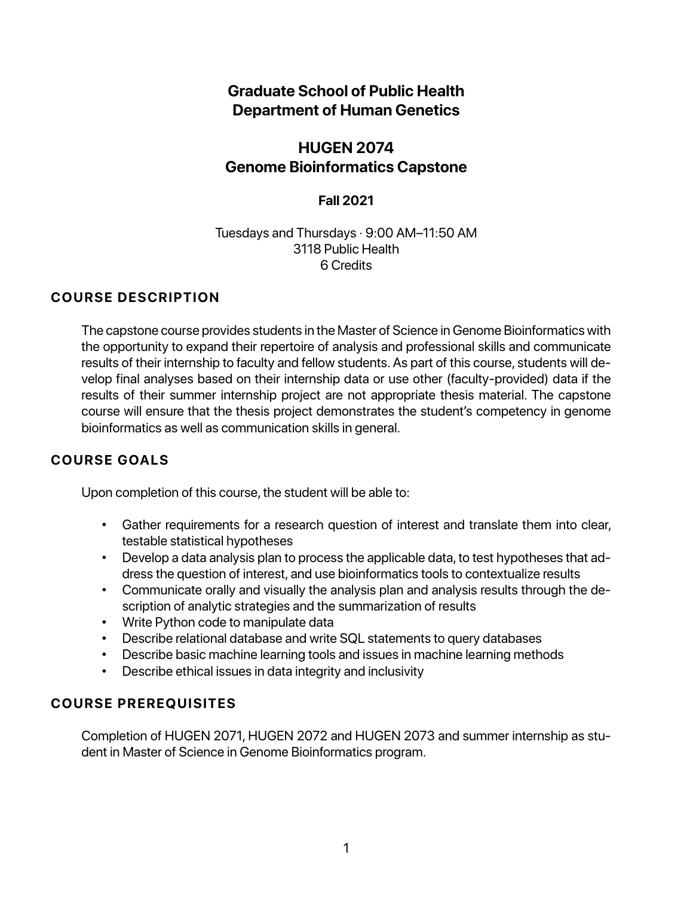# Graduate School of Public Health
# Department of Human Genetics

# HUGEN 2074
# Genome Bioinformatics Capstone

**Fall 2021**

Tuesdays and Thursdays · 9:00 AM–11:50 AM
3118 Public Health
6 Credits

## COURSE DESCRIPTION

The capstone course provides students in the Master of Science in Genome Bioinformatics with the opportunity to expand their repertoire of analysis and professional skills and communicate results of their internship to faculty and fellow students. As part of this course, students will develop final analyses based on their internship data or use other (faculty-provided) data if the results of their summer internship project are not appropriate thesis material. The capstone course will ensure that the thesis project demonstrates the student's competency in genome bioinformatics as well as communication skills in general.

## COURSE GOALS

Upon completion of this course, the student will be able to:

- Gather requirements for a research question of interest and translate them into clear, testable statistical hypotheses
- Develop a data analysis plan to process the applicable data, to test hypotheses that address the question of interest, and use bioinformatics tools to contextualize results
- Communicate orally and visually the analysis plan and analysis results through the description of analytic strategies and the summarization of results
- Write Python code to manipulate data
- Describe relational database and write SQL statements to query databases
- Describe basic machine learning tools and issues in machine learning methods
- Describe ethical issues in data integrity and inclusivity

## COURSE PREREQUISITES

Completion of HUGEN 2071, HUGEN 2072 and HUGEN 2073 and summer internship as student in Master of Science in Genome Bioinformatics program.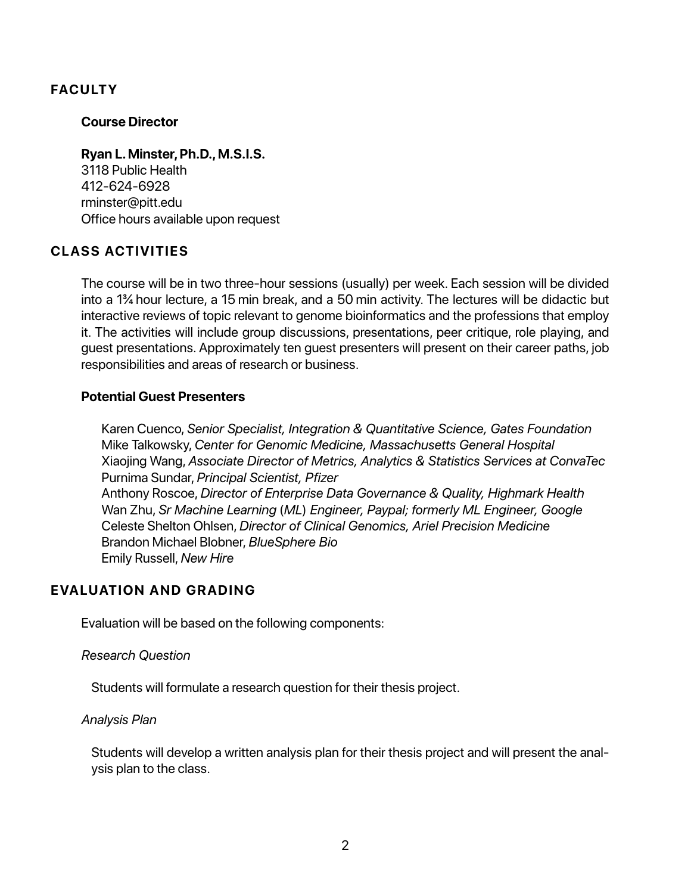## FACULTY

### Course Director

**Ryan L. Minster, Ph.D., M.S.I.S.**
3118 Public Health
412-624-6928
rminster@pitt.edu
Office hours available upon request

## CLASS ACTIVITIES

The course will be in two three-hour sessions (usually) per week. Each session will be divided into a 1¾ hour lecture, a 15 min break, and a 50 min activity. The lectures will be didactic but interactive reviews of topic relevant to genome bioinformatics and the professions that employ it. The activities will include group discussions, presentations, peer critique, role playing, and guest presentations. Approximately ten guest presenters will present on their career paths, job responsibilities and areas of research or business.

### Potential Guest Presenters

Karen Cuenco, *Senior Specialist, Integration & Quantitative Science, Gates Foundation*
Mike Talkowsky, *Center for Genomic Medicine, Massachusetts General Hospital*
Xiaojing Wang, *Associate Director of Metrics, Analytics & Statistics Services at ConvaTec*
Purnima Sundar, *Principal Scientist, Pfizer*
Anthony Roscoe, *Director of Enterprise Data Governance & Quality, Highmark Health*
Wan Zhu, *Sr Machine Learning (ML) Engineer, Paypal; formerly ML Engineer, Google*
Celeste Shelton Ohlsen, *Director of Clinical Genomics, Ariel Precision Medicine*
Brandon Michael Blobner, *BlueSphere Bio*
Emily Russell, *New Hire*

## EVALUATION AND GRADING

Evaluation will be based on the following components:

*Research Question*

Students will formulate a research question for their thesis project.

*Analysis Plan*

Students will develop a written analysis plan for their thesis project and will present the analysis plan to the class.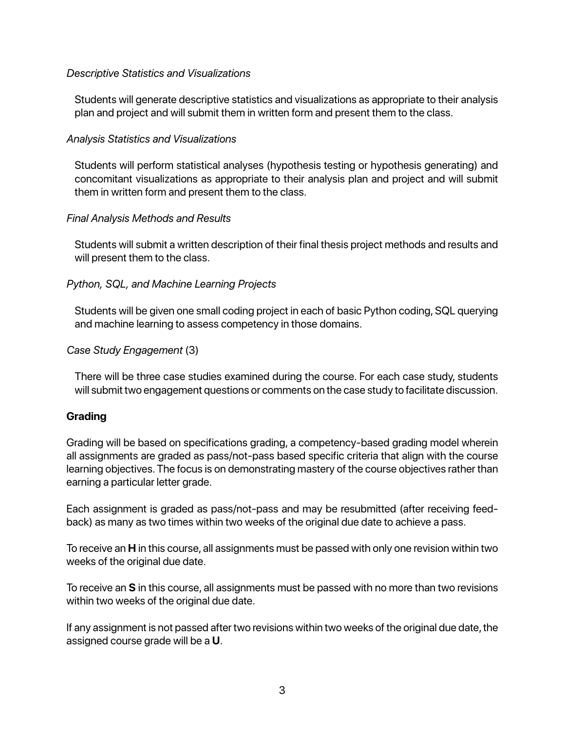*Descriptive Statistics and Visualizations*

Students will generate descriptive statistics and visualizations as appropriate to their analysis plan and project and will submit them in written form and present them to the class.

*Analysis Statistics and Visualizations*

Students will perform statistical analyses (hypothesis testing or hypothesis generating) and concomitant visualizations as appropriate to their analysis plan and project and will submit them in written form and present them to the class.

*Final Analysis Methods and Results*

Students will submit a written description of their final thesis project methods and results and will present them to the class.

*Python, SQL, and Machine Learning Projects*

Students will be given one small coding project in each of basic Python coding, SQL querying and machine learning to assess competency in those domains.

*Case Study Engagement* (3)

There will be three case studies examined during the course. For each case study, students will submit two engagement questions or comments on the case study to facilitate discussion.

**Grading**

Grading will be based on specifications grading, a competency-based grading model wherein all assignments are graded as pass/not-pass based specific criteria that align with the course learning objectives. The focus is on demonstrating mastery of the course objectives rather than earning a particular letter grade.

Each assignment is graded as pass/not-pass and may be resubmitted (after receiving feedback) as many as two times within two weeks of the original due date to achieve a pass.

To receive an **H** in this course, all assignments must be passed with only one revision within two weeks of the original due date.

To receive an **S** in this course, all assignments must be passed with no more than two revisions within two weeks of the original due date.

If any assignment is not passed after two revisions within two weeks of the original due date, the assigned course grade will be a **U**.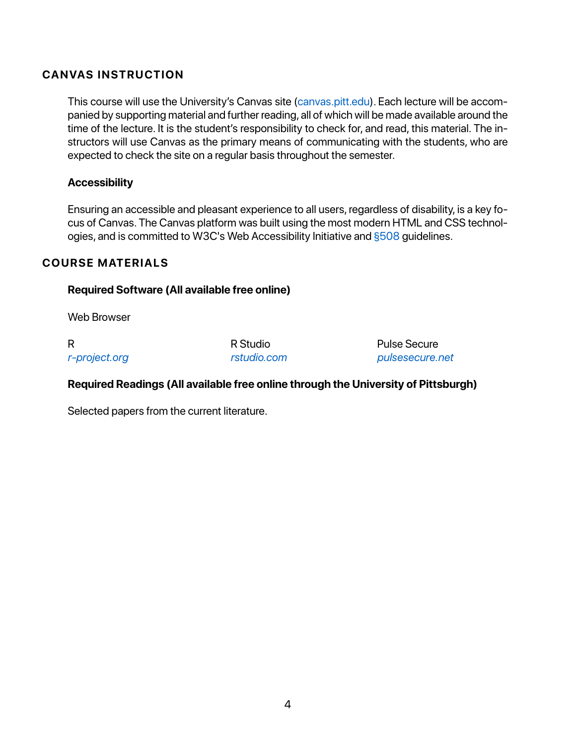## CANVAS INSTRUCTION

This course will use the University's Canvas site (canvas.pitt.edu). Each lecture will be accompanied by supporting material and further reading, all of which will be made available around the time of the lecture. It is the student's responsibility to check for, and read, this material. The instructors will use Canvas as the primary means of communicating with the students, who are expected to check the site on a regular basis throughout the semester.

### Accessibility

Ensuring an accessible and pleasant experience to all users, regardless of disability, is a key focus of Canvas. The Canvas platform was built using the most modern HTML and CSS technologies, and is committed to W3C's Web Accessibility Initiative and §508 guidelines.

## COURSE MATERIALS

### Required Software (All available free online)

Web Browser

R
*r-project.org*

R Studio
*rstudio.com*

Pulse Secure
*pulsesecure.net*

### Required Readings (All available free online through the University of Pittsburgh)

Selected papers from the current literature.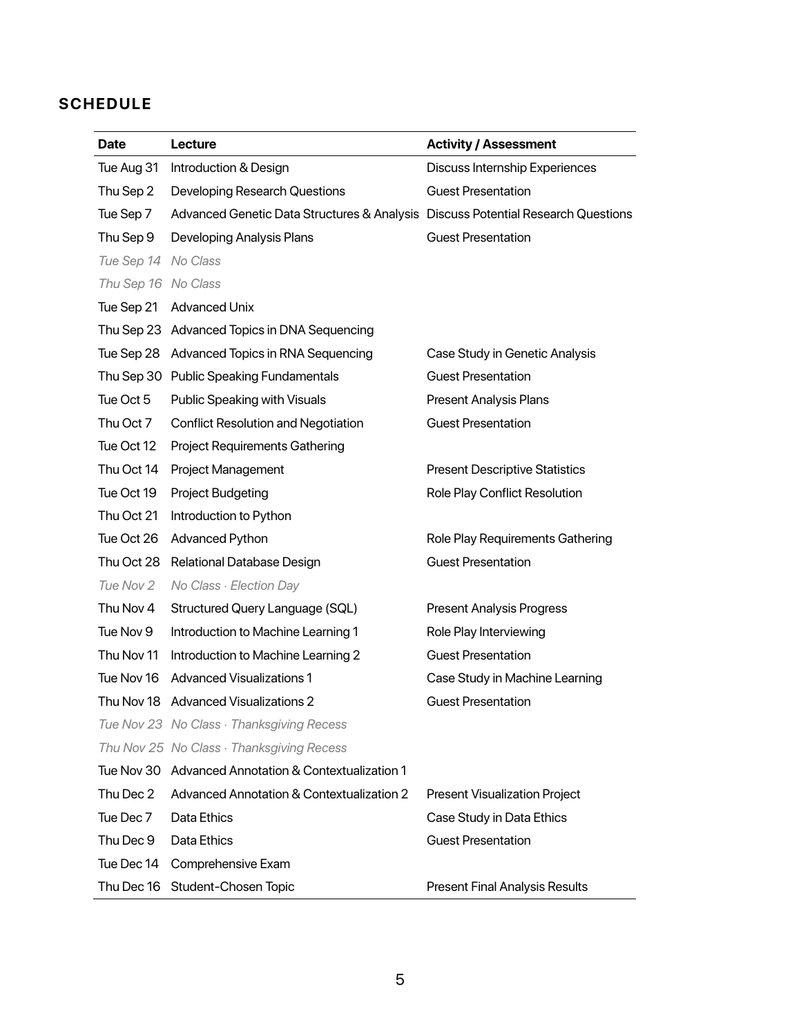## SCHEDULE

| Date | Lecture | Activity / Assessment |
|---|---|---|
| Tue Aug 31 | Introduction & Design | Discuss Internship Experiences |
| Thu Sep 2 | Developing Research Questions | Guest Presentation |
| Tue Sep 7 | Advanced Genetic Data Structures & Analysis | Discuss Potential Research Questions |
| Thu Sep 9 | Developing Analysis Plans | Guest Presentation |
| *Tue Sep 14* | *No Class* | |
| *Thu Sep 16* | *No Class* | |
| Tue Sep 21 | Advanced Unix | |
| Thu Sep 23 | Advanced Topics in DNA Sequencing | |
| Tue Sep 28 | Advanced Topics in RNA Sequencing | Case Study in Genetic Analysis |
| Thu Sep 30 | Public Speaking Fundamentals | Guest Presentation |
| Tue Oct 5 | Public Speaking with Visuals | Present Analysis Plans |
| Thu Oct 7 | Conflict Resolution and Negotiation | Guest Presentation |
| Tue Oct 12 | Project Requirements Gathering | |
| Thu Oct 14 | Project Management | Present Descriptive Statistics |
| Tue Oct 19 | Project Budgeting | Role Play Conflict Resolution |
| Thu Oct 21 | Introduction to Python | |
| Tue Oct 26 | Advanced Python | Role Play Requirements Gathering |
| Thu Oct 28 | Relational Database Design | Guest Presentation |
| *Tue Nov 2* | *No Class · Election Day* | |
| Thu Nov 4 | Structured Query Language (SQL) | Present Analysis Progress |
| Tue Nov 9 | Introduction to Machine Learning 1 | Role Play Interviewing |
| Thu Nov 11 | Introduction to Machine Learning 2 | Guest Presentation |
| Tue Nov 16 | Advanced Visualizations 1 | Case Study in Machine Learning |
| Thu Nov 18 | Advanced Visualizations 2 | Guest Presentation |
| *Tue Nov 23* | *No Class · Thanksgiving Recess* | |
| *Thu Nov 25* | *No Class · Thanksgiving Recess* | |
| Tue Nov 30 | Advanced Annotation & Contextualization 1 | |
| Thu Dec 2 | Advanced Annotation & Contextualization 2 | Present Visualization Project |
| Tue Dec 7 | Data Ethics | Case Study in Data Ethics |
| Thu Dec 9 | Data Ethics | Guest Presentation |
| Tue Dec 14 | Comprehensive Exam | |
| Thu Dec 16 | Student-Chosen Topic | Present Final Analysis Results |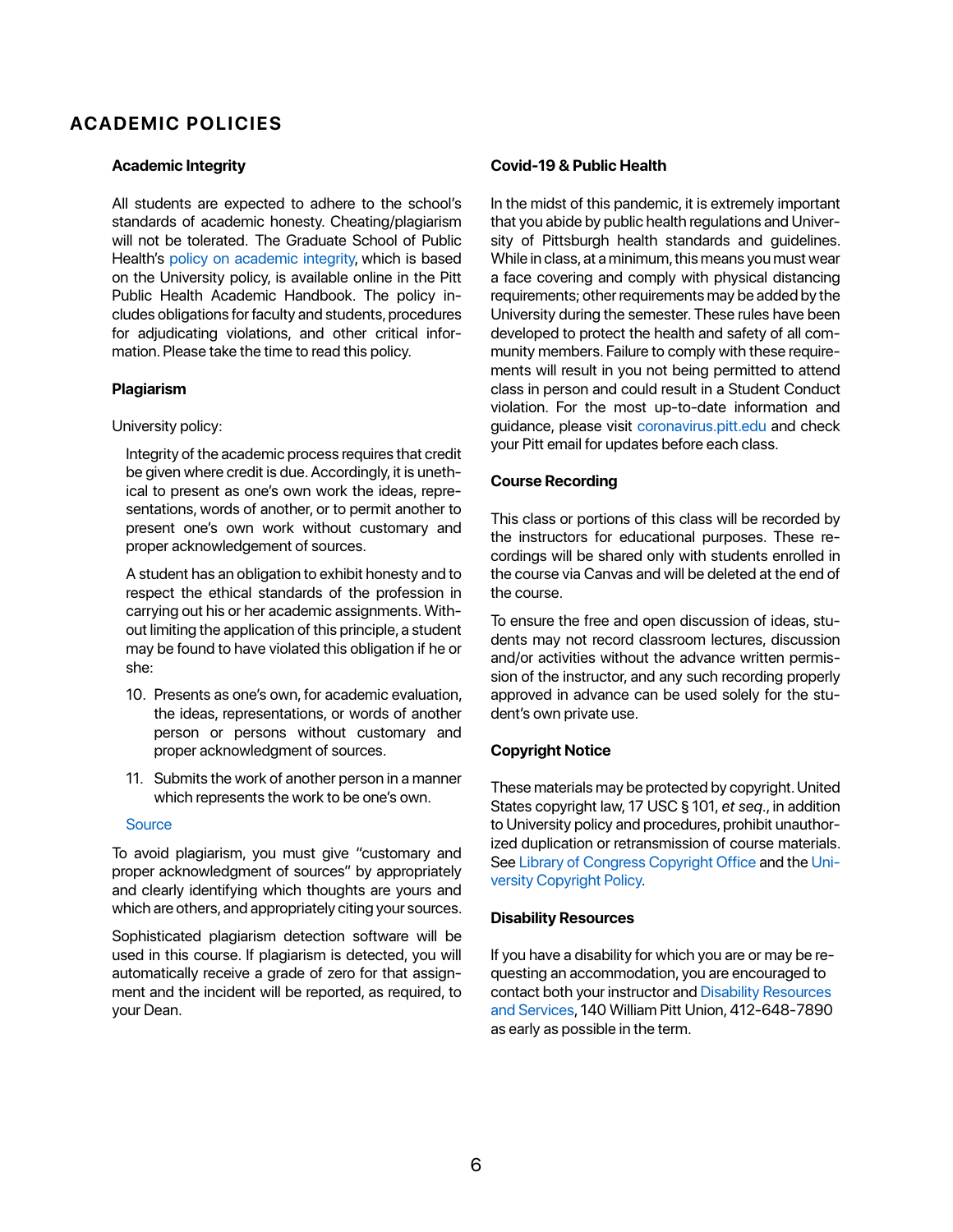## ACADEMIC POLICIES

### Academic Integrity

All students are expected to adhere to the school's standards of academic honesty. Cheating/plagiarism will not be tolerated. The Graduate School of Public Health's policy on academic integrity, which is based on the University policy, is available online in the Pitt Public Health Academic Handbook. The policy includes obligations for faculty and students, procedures for adjudicating violations, and other critical information. Please take the time to read this policy.

### Plagiarism

University policy:

> Integrity of the academic process requires that credit be given where credit is due. Accordingly, it is unethical to present as one's own work the ideas, representations, words of another, or to permit another to present one's own work without customary and proper acknowledgement of sources.
>
> A student has an obligation to exhibit honesty and to respect the ethical standards of the profession in carrying out his or her academic assignments. Without limiting the application of this principle, a student may be found to have violated this obligation if he or she:
>
> 10. Presents as one's own, for academic evaluation, the ideas, representations, or words of another person or persons without customary and proper acknowledgment of sources.
> 11. Submits the work of another person in a manner which represents the work to be one's own.
>
> Source

To avoid plagiarism, you must give "customary and proper acknowledgment of sources" by appropriately and clearly identifying which thoughts are yours and which are others, and appropriately citing your sources.

Sophisticated plagiarism detection software will be used in this course. If plagiarism is detected, you will automatically receive a grade of zero for that assignment and the incident will be reported, as required, to your Dean.

### Covid-19 & Public Health

In the midst of this pandemic, it is extremely important that you abide by public health regulations and University of Pittsburgh health standards and guidelines. While in class, at a minimum, this means you must wear a face covering and comply with physical distancing requirements; other requirements may be added by the University during the semester. These rules have been developed to protect the health and safety of all community members. Failure to comply with these requirements will result in you not being permitted to attend class in person and could result in a Student Conduct violation. For the most up-to-date information and guidance, please visit coronavirus.pitt.edu and check your Pitt email for updates before each class.

### Course Recording

This class or portions of this class will be recorded by the instructors for educational purposes. These recordings will be shared only with students enrolled in the course via Canvas and will be deleted at the end of the course.

To ensure the free and open discussion of ideas, students may not record classroom lectures, discussion and/or activities without the advance written permission of the instructor, and any such recording properly approved in advance can be used solely for the student's own private use.

### Copyright Notice

These materials may be protected by copyright. United States copyright law, 17 USC § 101, *et seq.*, in addition to University policy and procedures, prohibit unauthorized duplication or retransmission of course materials. See Library of Congress Copyright Office and the University Copyright Policy.

### Disability Resources

If you have a disability for which you are or may be requesting an accommodation, you are encouraged to contact both your instructor and Disability Resources and Services, 140 William Pitt Union, 412-648-7890 as early as possible in the term.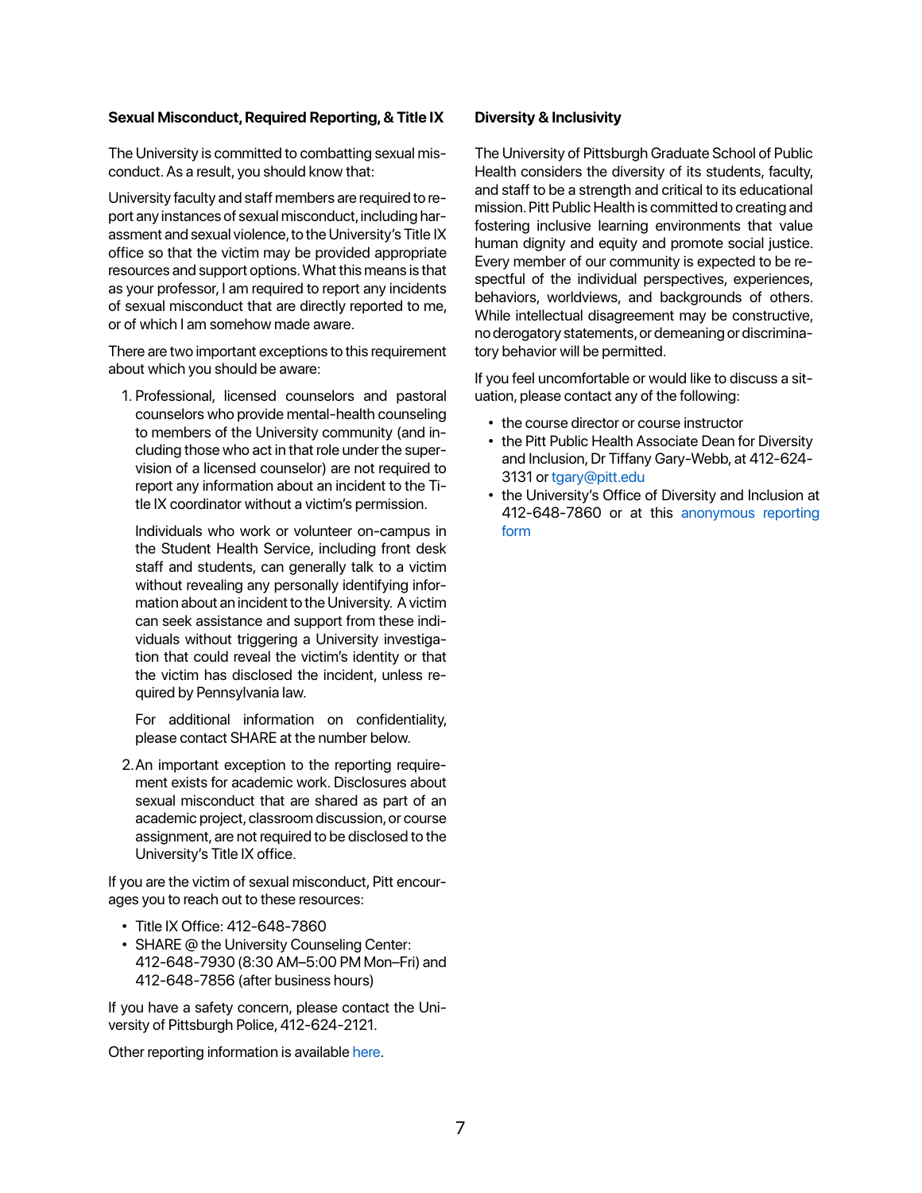### Sexual Misconduct, Required Reporting, & Title IX

The University is committed to combatting sexual misconduct. As a result, you should know that:

University faculty and staff members are required to report any instances of sexual misconduct, including harassment and sexual violence, to the University's Title IX office so that the victim may be provided appropriate resources and support options. What this means is that as your professor, I am required to report any incidents of sexual misconduct that are directly reported to me, or of which I am somehow made aware.

There are two important exceptions to this requirement about which you should be aware:

1. Professional, licensed counselors and pastoral counselors who provide mental-health counseling to members of the University community (and including those who act in that role under the supervision of a licensed counselor) are not required to report any information about an incident to the Title IX coordinator without a victim's permission.

   Individuals who work or volunteer on-campus in the Student Health Service, including front desk staff and students, can generally talk to a victim without revealing any personally identifying information about an incident to the University. A victim can seek assistance and support from these individuals without triggering a University investigation that could reveal the victim's identity or that the victim has disclosed the incident, unless required by Pennsylvania law.

   For additional information on confidentiality, please contact SHARE at the number below.

2. An important exception to the reporting requirement exists for academic work. Disclosures about sexual misconduct that are shared as part of an academic project, classroom discussion, or course assignment, are not required to be disclosed to the University's Title IX office.

If you are the victim of sexual misconduct, Pitt encourages you to reach out to these resources:

- Title IX Office: 412-648-7860
- SHARE @ the University Counseling Center: 412-648-7930 (8:30 AM–5:00 PM Mon–Fri) and 412-648-7856 (after business hours)

If you have a safety concern, please contact the University of Pittsburgh Police, 412-624-2121.

Other reporting information is available here.

### Diversity & Inclusivity

The University of Pittsburgh Graduate School of Public Health considers the diversity of its students, faculty, and staff to be a strength and critical to its educational mission. Pitt Public Health is committed to creating and fostering inclusive learning environments that value human dignity and equity and promote social justice. Every member of our community is expected to be respectful of the individual perspectives, experiences, behaviors, worldviews, and backgrounds of others. While intellectual disagreement may be constructive, no derogatory statements, or demeaning or discriminatory behavior will be permitted.

If you feel uncomfortable or would like to discuss a situation, please contact any of the following:

- the course director or course instructor
- the Pitt Public Health Associate Dean for Diversity and Inclusion, Dr Tiffany Gary-Webb, at 412-624-3131 or tgary@pitt.edu
- the University's Office of Diversity and Inclusion at 412-648-7860 or at this anonymous reporting form